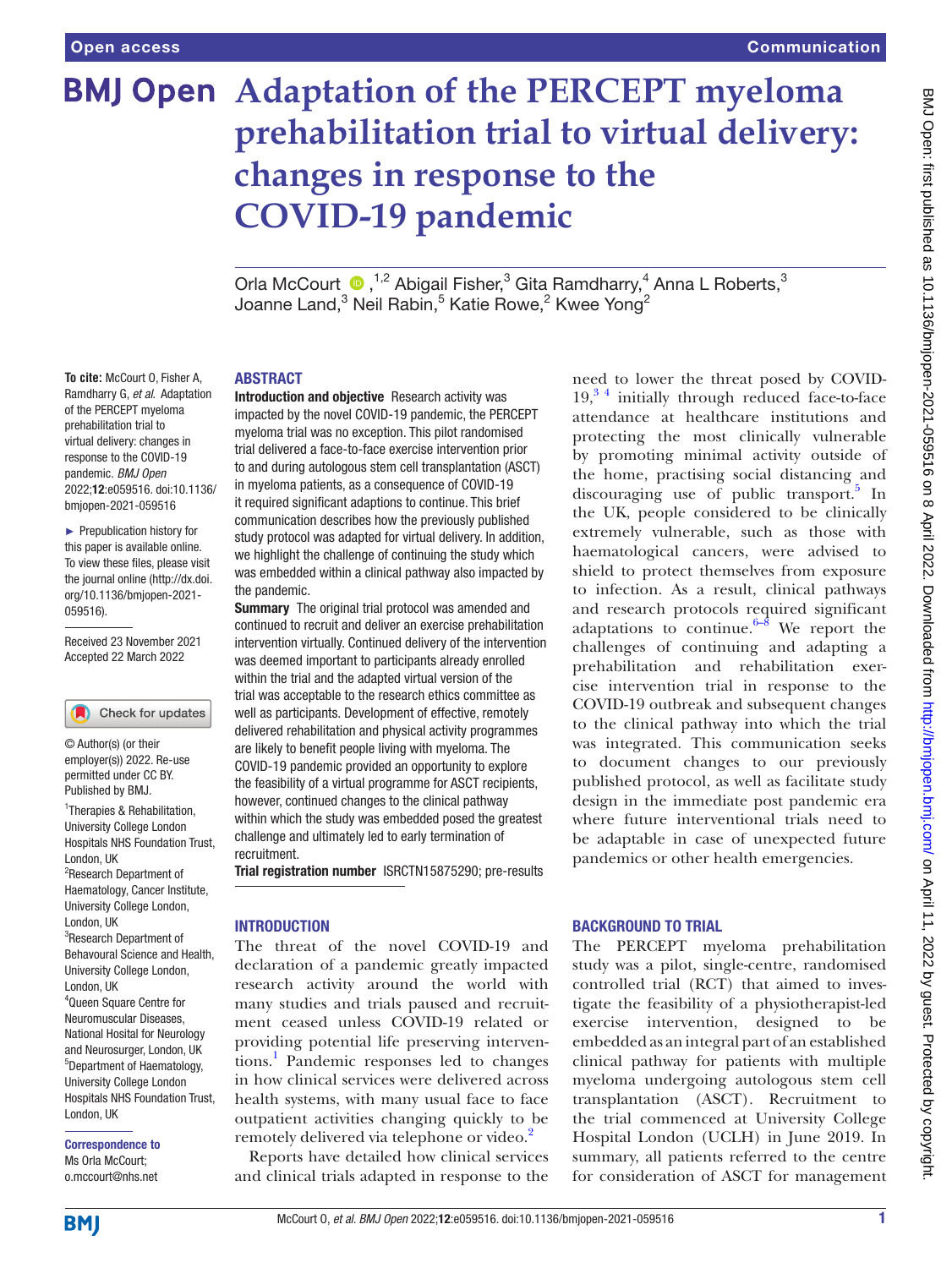# Adaptation of the PERCEPT myeloma prehabilitation trial to virtual delivery: changes in response to the COVID-19 pandemic

Orla McCourt [1,2], Abigail Fisher,[3] Gita Ramdharry,[4] Anna L Roberts,[3] Joanne Land,[3] Neil Rabin,[5] Katie Rowe,[2] Kwee Yong[2]

**To cite:** McCourt O, Fisher A, Ramdharry G, *et al*. Adaptation of the PERCEPT myeloma prehabilitation trial to virtual delivery: changes in response to the COVID-19 pandemic. *BMJ Open* 2022;**12**:e059516. doi:10.1136/bmjopen-2021-059516

► Prepublication history for this paper is available online. To view these files, please visit the journal online (http://dx.doi.org/10.1136/bmjopen-2021-059516).

Received 23 November 2021
Accepted 22 March 2022

© Author(s) (or their employer(s)) 2022. Re-use permitted under CC BY. Published by BMJ.

[1]Therapies & Rehabilitation, University College London Hospitals NHS Foundation Trust, London, UK
[2]Research Department of Haematology, Cancer Institute, University College London, London, UK
[3]Research Department of Behavioural Science and Health, University College London, London, UK
[4]Queen Square Centre for Neuromuscular Diseases, National Hosital for Neurology and Neurosurger, London, UK
[5]Department of Haematology, University College London Hospitals NHS Foundation Trust, London, UK

**Correspondence to**
Ms Orla McCourt;
o.mccourt@nhs.net

## ABSTRACT

**Introduction and objective** Research activity was impacted by the novel COVID-19 pandemic, the PERCEPT myeloma trial was no exception. This pilot randomised trial delivered a face-to-face exercise intervention prior to and during autologous stem cell transplantation (ASCT) in myeloma patients, as a consequence of COVID-19 it required significant adaptions to continue. This brief communication describes how the previously published study protocol was adapted for virtual delivery. In addition, we highlight the challenge of continuing the study which was embedded within a clinical pathway also impacted by the pandemic.

**Summary** The original trial protocol was amended and continued to recruit and deliver an exercise prehabilitation intervention virtually. Continued delivery of the intervention was deemed important to participants already enrolled within the trial and the adapted virtual version of the trial was acceptable to the research ethics committee as well as participants. Development of effective, remotely delivered rehabilitation and physical activity programmes are likely to benefit people living with myeloma. The COVID-19 pandemic provided an opportunity to explore the feasibility of a virtual programme for ASCT recipients, however, continued changes to the clinical pathway within which the study was embedded posed the greatest challenge and ultimately led to early termination of recruitment.

**Trial registration number** ISRCTN15875290; pre-results

## INTRODUCTION

The threat of the novel COVID-19 and declaration of a pandemic greatly impacted research activity around the world with many studies and trials paused and recruitment ceased unless COVID-19 related or providing potential life preserving interventions.[1] Pandemic responses led to changes in how clinical services were delivered across health systems, with many usual face to face outpatient activities changing quickly to be remotely delivered via telephone or video.[2]

Reports have detailed how clinical services and clinical trials adapted in response to the need to lower the threat posed by COVID-19,[3 4] initially through reduced face-to-face attendance at healthcare institutions and protecting the most clinically vulnerable by promoting minimal activity outside of the home, practising social distancing and discouraging use of public transport.[5] In the UK, people considered to be clinically extremely vulnerable, such as those with haematological cancers, were advised to shield to protect themselves from exposure to infection. As a result, clinical pathways and research protocols required significant adaptations to continue.[6–8] We report the challenges of continuing and adapting a prehabilitation and rehabilitation exercise intervention trial in response to the COVID-19 outbreak and subsequent changes to the clinical pathway into which the trial was integrated. This communication seeks to document changes to our previously published protocol, as well as facilitate study design in the immediate post pandemic era where future interventional trials need to be adaptable in case of unexpected future pandemics or other health emergencies.

## BACKGROUND TO TRIAL

The PERCEPT myeloma prehabilitation study was a pilot, single-centre, randomised controlled trial (RCT) that aimed to investigate the feasibility of a physiotherapist-led exercise intervention, designed to be embedded as an integral part of an established clinical pathway for patients with multiple myeloma undergoing autologous stem cell transplantation (ASCT). Recruitment to the trial commenced at University College Hospital London (UCLH) in June 2019. In summary, all patients referred to the centre for consideration of ASCT for management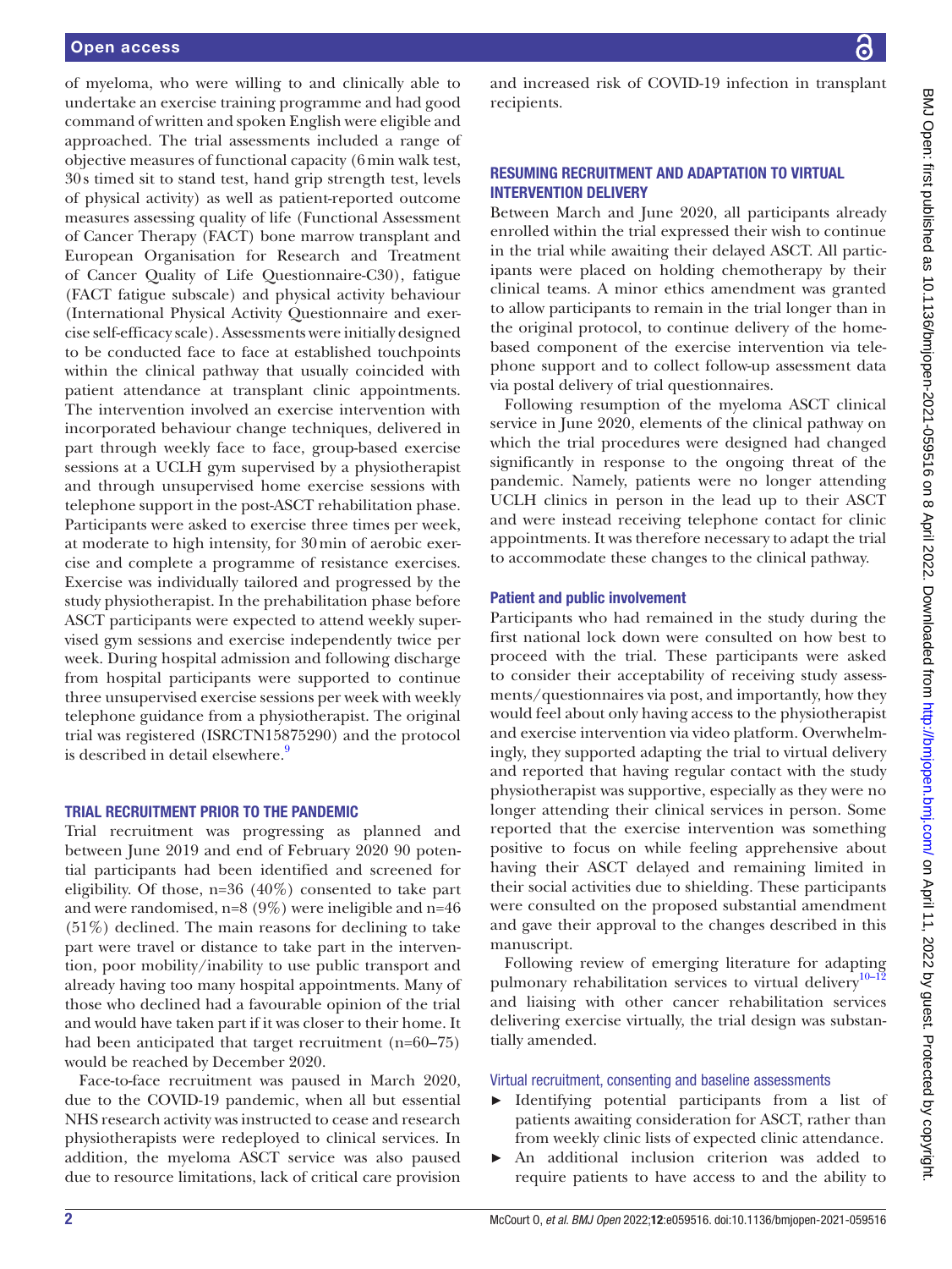of myeloma, who were willing to and clinically able to undertake an exercise training programme and had good command of written and spoken English were eligible and approached. The trial assessments included a range of objective measures of functional capacity (6 min walk test, 30 s timed sit to stand test, hand grip strength test, levels of physical activity) as well as patient-reported outcome measures assessing quality of life (Functional Assessment of Cancer Therapy (FACT) bone marrow transplant and European Organisation for Research and Treatment of Cancer Quality of Life Questionnaire-C30), fatigue (FACT fatigue subscale) and physical activity behaviour (International Physical Activity Questionnaire and exercise self-efficacy scale). Assessments were initially designed to be conducted face to face at established touchpoints within the clinical pathway that usually coincided with patient attendance at transplant clinic appointments. The intervention involved an exercise intervention with incorporated behaviour change techniques, delivered in part through weekly face to face, group-based exercise sessions at a UCLH gym supervised by a physiotherapist and through unsupervised home exercise sessions with telephone support in the post-ASCT rehabilitation phase. Participants were asked to exercise three times per week, at moderate to high intensity, for 30 min of aerobic exercise and complete a programme of resistance exercises. Exercise was individually tailored and progressed by the study physiotherapist. In the prehabilitation phase before ASCT participants were expected to attend weekly supervised gym sessions and exercise independently twice per week. During hospital admission and following discharge from hospital participants were supported to continue three unsupervised exercise sessions per week with weekly telephone guidance from a physiotherapist. The original trial was registered (ISRCTN15875290) and the protocol is described in detail elsewhere.[9]

## TRIAL RECRUITMENT PRIOR TO THE PANDEMIC

Trial recruitment was progressing as planned and between June 2019 and end of February 2020 90 potential participants had been identified and screened for eligibility. Of those, n=36 (40%) consented to take part and were randomised, n=8 (9%) were ineligible and n=46 (51%) declined. The main reasons for declining to take part were travel or distance to take part in the intervention, poor mobility/inability to use public transport and already having too many hospital appointments. Many of those who declined had a favourable opinion of the trial and would have taken part if it was closer to their home. It had been anticipated that target recruitment (n=60–75) would be reached by December 2020.

Face-to-face recruitment was paused in March 2020, due to the COVID-19 pandemic, when all but essential NHS research activity was instructed to cease and research physiotherapists were redeployed to clinical services. In addition, the myeloma ASCT service was also paused due to resource limitations, lack of critical care provision and increased risk of COVID-19 infection in transplant recipients.

## RESUMING RECRUITMENT AND ADAPTATION TO VIRTUAL INTERVENTION DELIVERY

Between March and June 2020, all participants already enrolled within the trial expressed their wish to continue in the trial while awaiting their delayed ASCT. All participants were placed on holding chemotherapy by their clinical teams. A minor ethics amendment was granted to allow participants to remain in the trial longer than in the original protocol, to continue delivery of the home-based component of the exercise intervention via telephone support and to collect follow-up assessment data via postal delivery of trial questionnaires.

Following resumption of the myeloma ASCT clinical service in June 2020, elements of the clinical pathway on which the trial procedures were designed had changed significantly in response to the ongoing threat of the pandemic. Namely, patients were no longer attending UCLH clinics in person in the lead up to their ASCT and were instead receiving telephone contact for clinic appointments. It was therefore necessary to adapt the trial to accommodate these changes to the clinical pathway.

### Patient and public involvement

Participants who had remained in the study during the first national lock down were consulted on how best to proceed with the trial. These participants were asked to consider their acceptability of receiving study assessments/questionnaires via post, and importantly, how they would feel about only having access to the physiotherapist and exercise intervention via video platform. Overwhelmingly, they supported adapting the trial to virtual delivery and reported that having regular contact with the study physiotherapist was supportive, especially as they were no longer attending their clinical services in person. Some reported that the exercise intervention was something positive to focus on while feeling apprehensive about having their ASCT delayed and remaining limited in their social activities due to shielding. These participants were consulted on the proposed substantial amendment and gave their approval to the changes described in this manuscript.

Following review of emerging literature for adapting pulmonary rehabilitation services to virtual delivery[10–12] and liaising with other cancer rehabilitation services delivering exercise virtually, the trial design was substantially amended.

### Virtual recruitment, consenting and baseline assessments

- Identifying potential participants from a list of patients awaiting consideration for ASCT, rather than from weekly clinic lists of expected clinic attendance.
- An additional inclusion criterion was added to require patients to have access to and the ability to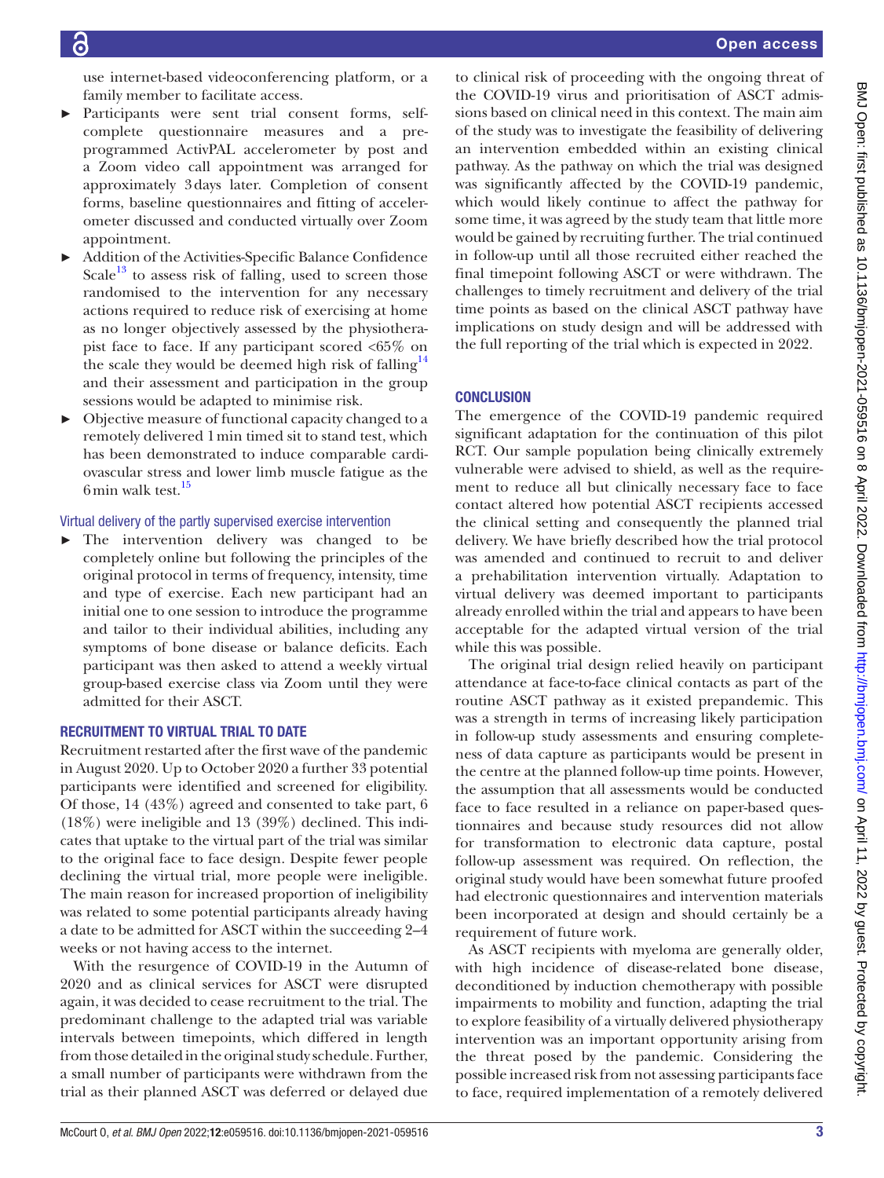use internet-based videoconferencing platform, or a family member to facilitate access.

- Participants were sent trial consent forms, self-complete questionnaire measures and a pre-programmed ActivPAL accelerometer by post and a Zoom video call appointment was arranged for approximately 3 days later. Completion of consent forms, baseline questionnaires and fitting of accelerometer discussed and conducted virtually over Zoom appointment.
- Addition of the Activities-Specific Balance Confidence Scale[13] to assess risk of falling, used to screen those randomised to the intervention for any necessary actions required to reduce risk of exercising at home as no longer objectively assessed by the physiotherapist face to face. If any participant scored <65% on the scale they would be deemed high risk of falling[14] and their assessment and participation in the group sessions would be adapted to minimise risk.
- Objective measure of functional capacity changed to a remotely delivered 1 min timed sit to stand test, which has been demonstrated to induce comparable cardiovascular stress and lower limb muscle fatigue as the 6 min walk test.[15]

### Virtual delivery of the partly supervised exercise intervention

- The intervention delivery was changed to be completely online but following the principles of the original protocol in terms of frequency, intensity, time and type of exercise. Each new participant had an initial one to one session to introduce the programme and tailor to their individual abilities, including any symptoms of bone disease or balance deficits. Each participant was then asked to attend a weekly virtual group-based exercise class via Zoom until they were admitted for their ASCT.

## RECRUITMENT TO VIRTUAL TRIAL TO DATE

Recruitment restarted after the first wave of the pandemic in August 2020. Up to October 2020 a further 33 potential participants were identified and screened for eligibility. Of those, 14 (43%) agreed and consented to take part, 6 (18%) were ineligible and 13 (39%) declined. This indicates that uptake to the virtual part of the trial was similar to the original face to face design. Despite fewer people declining the virtual trial, more people were ineligible. The main reason for increased proportion of ineligibility was related to some potential participants already having a date to be admitted for ASCT within the succeeding 2–4 weeks or not having access to the internet.

With the resurgence of COVID-19 in the Autumn of 2020 and as clinical services for ASCT were disrupted again, it was decided to cease recruitment to the trial. The predominant challenge to the adapted trial was variable intervals between timepoints, which differed in length from those detailed in the original study schedule. Further, a small number of participants were withdrawn from the trial as their planned ASCT was deferred or delayed due to clinical risk of proceeding with the ongoing threat of the COVID-19 virus and prioritisation of ASCT admissions based on clinical need in this context. The main aim of the study was to investigate the feasibility of delivering an intervention embedded within an existing clinical pathway. As the pathway on which the trial was designed was significantly affected by the COVID-19 pandemic, which would likely continue to affect the pathway for some time, it was agreed by the study team that little more would be gained by recruiting further. The trial continued in follow-up until all those recruited either reached the final timepoint following ASCT or were withdrawn. The challenges to timely recruitment and delivery of the trial time points as based on the clinical ASCT pathway have implications on study design and will be addressed with the full reporting of the trial which is expected in 2022.

## CONCLUSION

The emergence of the COVID-19 pandemic required significant adaptation for the continuation of this pilot RCT. Our sample population being clinically extremely vulnerable were advised to shield, as well as the requirement to reduce all but clinically necessary face to face contact altered how potential ASCT recipients accessed the clinical setting and consequently the planned trial delivery. We have briefly described how the trial protocol was amended and continued to recruit to and deliver a prehabilitation intervention virtually. Adaptation to virtual delivery was deemed important to participants already enrolled within the trial and appears to have been acceptable for the adapted virtual version of the trial while this was possible.

The original trial design relied heavily on participant attendance at face-to-face clinical contacts as part of the routine ASCT pathway as it existed prepandemic. This was a strength in terms of increasing likely participation in follow-up study assessments and ensuring completeness of data capture as participants would be present in the centre at the planned follow-up time points. However, the assumption that all assessments would be conducted face to face resulted in a reliance on paper-based questionnaires and because study resources did not allow for transformation to electronic data capture, postal follow-up assessment was required. On reflection, the original study would have been somewhat future proofed had electronic questionnaires and intervention materials been incorporated at design and should certainly be a requirement of future work.

As ASCT recipients with myeloma are generally older, with high incidence of disease-related bone disease, deconditioned by induction chemotherapy with possible impairments to mobility and function, adapting the trial to explore feasibility of a virtually delivered physiotherapy intervention was an important opportunity arising from the threat posed by the pandemic. Considering the possible increased risk from not assessing participants face to face, required implementation of a remotely delivered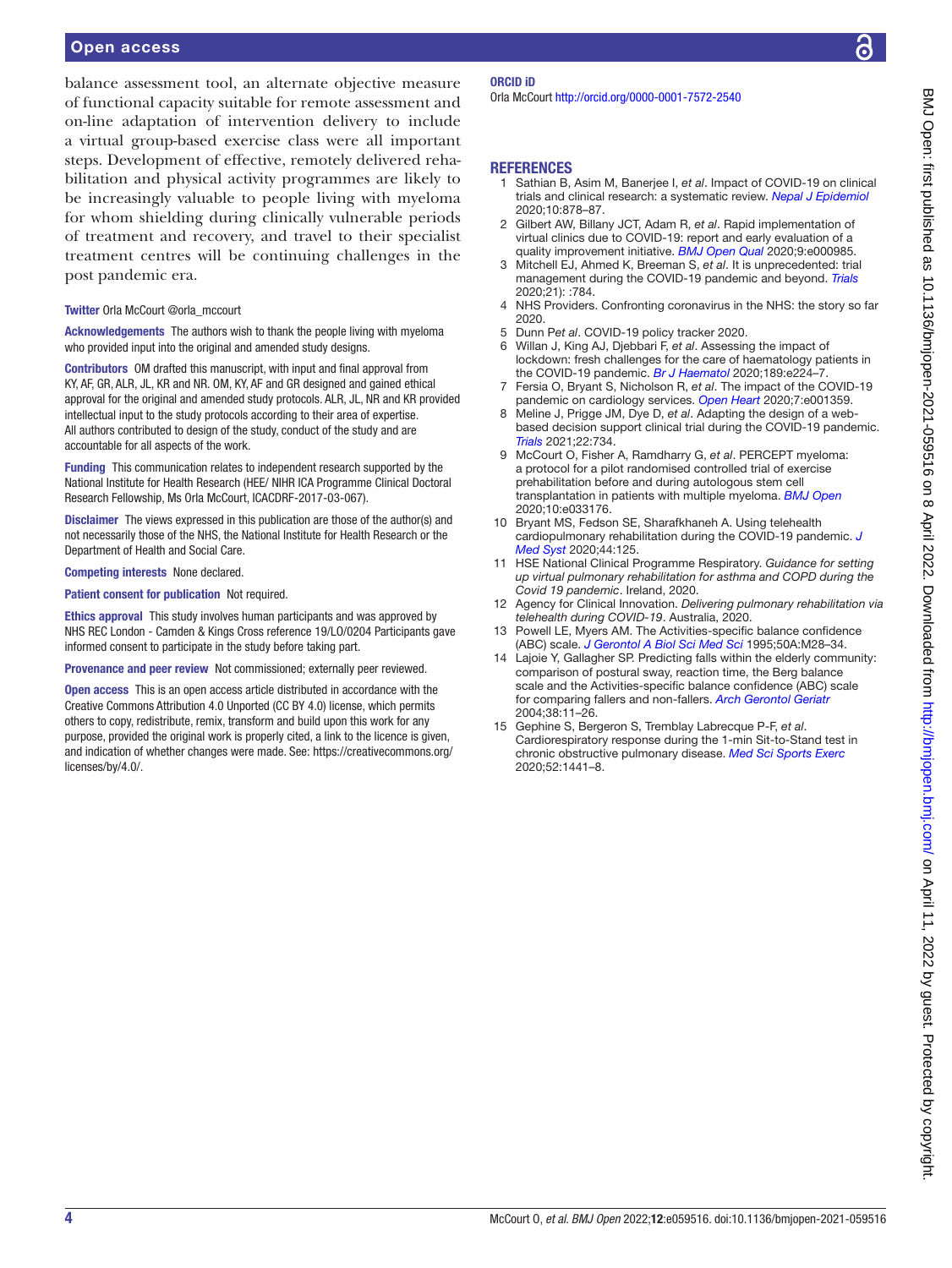balance assessment tool, an alternate objective measure of functional capacity suitable for remote assessment and on-line adaptation of intervention delivery to include a virtual group-based exercise class were all important steps. Development of effective, remotely delivered rehabilitation and physical activity programmes are likely to be increasingly valuable to people living with myeloma for whom shielding during clinically vulnerable periods of treatment and recovery, and travel to their specialist treatment centres will be continuing challenges in the post pandemic era.

**Twitter** Orla McCourt @orla_mccourt

**Acknowledgements** The authors wish to thank the people living with myeloma who provided input into the original and amended study designs.

**Contributors** OM drafted this manuscript, with input and final approval from KY, AF, GR, ALR, JL, KR and NR. OM, KY, AF and GR designed and gained ethical approval for the original and amended study protocols. ALR, JL, NR and KR provided intellectual input to the study protocols according to their area of expertise. All authors contributed to design of the study, conduct of the study and are accountable for all aspects of the work.

**Funding** This communication relates to independent research supported by the National Institute for Health Research (HEE/ NIHR ICA Programme Clinical Doctoral Research Fellowship, Ms Orla McCourt, ICACDRF-2017-03-067).

**Disclaimer** The views expressed in this publication are those of the author(s) and not necessarily those of the NHS, the National Institute for Health Research or the Department of Health and Social Care.

**Competing interests** None declared.

**Patient consent for publication** Not required.

**Ethics approval** This study involves human participants and was approved by NHS REC London - Camden & Kings Cross reference 19/LO/0204 Participants gave informed consent to participate in the study before taking part.

**Provenance and peer review** Not commissioned; externally peer reviewed.

**Open access** This is an open access article distributed in accordance with the Creative Commons Attribution 4.0 Unported (CC BY 4.0) license, which permits others to copy, redistribute, remix, transform and build upon this work for any purpose, provided the original work is properly cited, a link to the licence is given, and indication of whether changes were made. See: https://creativecommons.org/licenses/by/4.0/.

**ORCID iD**

Orla McCourt http://orcid.org/0000-0001-7572-2540

## REFERENCES

1. Sathian B, Asim M, Banerjee I, *et al*. Impact of COVID-19 on clinical trials and clinical research: a systematic review. *Nepal J Epidemiol* 2020;10:878–87.
2. Gilbert AW, Billany JCT, Adam R, *et al*. Rapid implementation of virtual clinics due to COVID-19: report and early evaluation of a quality improvement initiative. *BMJ Open Qual* 2020;9:e000985.
3. Mitchell EJ, Ahmed K, Breeman S, *et al*. It is unprecedented: trial management during the COVID-19 pandemic and beyond. *Trials* 2020;21): :784.
4. NHS Providers. Confronting coronavirus in the NHS: the story so far 2020.
5. Dunn P*et al*. COVID-19 policy tracker 2020.
6. Willan J, King AJ, Djebbari F, *et al*. Assessing the impact of lockdown: fresh challenges for the care of haematology patients in the COVID-19 pandemic. *Br J Haematol* 2020;189:e224–7.
7. Fersia O, Bryant S, Nicholson R, *et al*. The impact of the COVID-19 pandemic on cardiology services. *Open Heart* 2020;7:e001359.
8. Meline J, Prigge JM, Dye D, *et al*. Adapting the design of a web-based decision support clinical trial during the COVID-19 pandemic. *Trials* 2021;22:734.
9. McCourt O, Fisher A, Ramdharry G, *et al*. PERCEPT myeloma: a protocol for a pilot randomised controlled trial of exercise prehabilitation before and during autologous stem cell transplantation in patients with multiple myeloma. *BMJ Open* 2020;10:e033176.
10. Bryant MS, Fedson SE, Sharafkhaneh A. Using telehealth cardiopulmonary rehabilitation during the COVID-19 pandemic. *J Med Syst* 2020;44:125.
11. HSE National Clinical Programme Respiratory. *Guidance for setting up virtual pulmonary rehabilitation for asthma and COPD during the Covid 19 pandemic*. Ireland, 2020.
12. Agency for Clinical Innovation. *Delivering pulmonary rehabilitation via telehealth during COVID-19*. Australia, 2020.
13. Powell LE, Myers AM. The Activities-specific balance confidence (ABC) scale. *J Gerontol A Biol Sci Med Sci* 1995;50A:M28–34.
14. Lajoie Y, Gallagher SP. Predicting falls within the elderly community: comparison of postural sway, reaction time, the Berg balance scale and the Activities-specific balance confidence (ABC) scale for comparing fallers and non-fallers. *Arch Gerontol Geriatr* 2004;38:11–26.
15. Gephine S, Bergeron S, Tremblay Labrecque P-F, *et al*. Cardiorespiratory response during the 1-min Sit-to-Stand test in chronic obstructive pulmonary disease. *Med Sci Sports Exerc* 2020;52:1441–8.